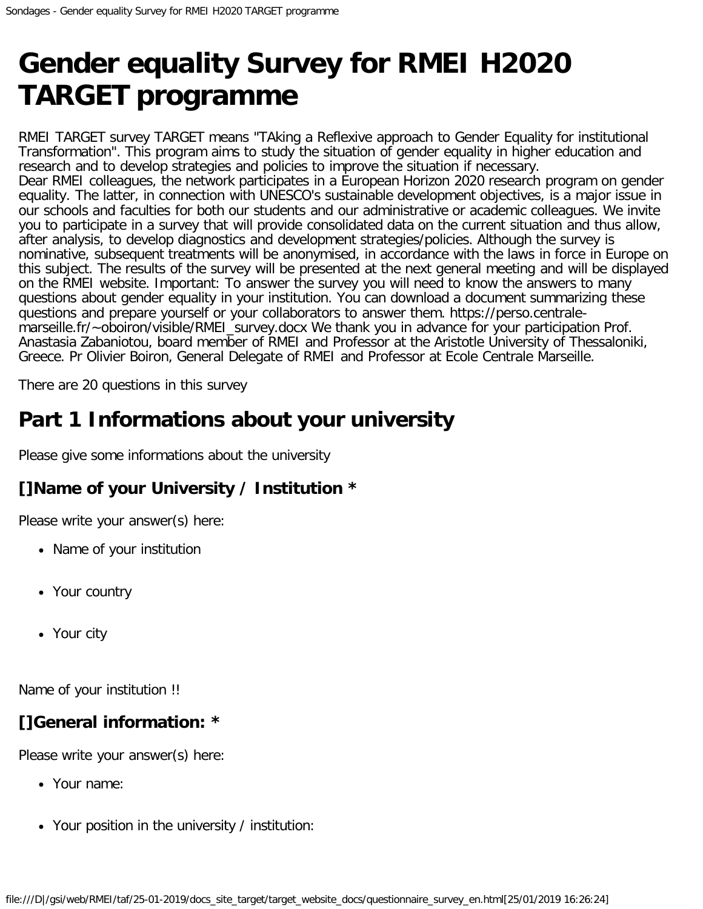# Gender equality Survey for RMEI H2020 TARGET programme

RMEI TARGET survey TARGET means "TAking a Reflexive approach to Gender Equality for institutional Transformation". This program aims to study the situation of gender equality in higher education and research and to develop strategies and policies to improve the situation if necessary.
Dear RMEI colleagues, the network participates in a European Horizon 2020 research program on gender equality. The latter, in connection with UNESCO's sustainable development objectives, is a major issue in our schools and faculties for both our students and our administrative or academic colleagues. We invite you to participate in a survey that will provide consolidated data on the current situation and thus allow, after analysis, to develop diagnostics and development strategies/policies. Although the survey is nominative, subsequent treatments will be anonymised, in accordance with the laws in force in Europe on this subject. The results of the survey will be presented at the next general meeting and will be displayed on the RMEI website. Important: To answer the survey you will need to know the answers to many questions about gender equality in your institution. You can download a document summarizing these questions and prepare yourself or your collaborators to answer them. https://perso.centrale-marseille.fr/~oboiron/visible/RMEI_survey.docx We thank you in advance for your participation Prof. Anastasia Zabaniotou, board member of RMEI and Professor at the Aristotle University of Thessaloniki, Greece. Pr Olivier Boiron, General Delegate of RMEI and Professor at Ecole Centrale Marseille.

There are 20 questions in this survey

## Part 1 Informations about your university

Please give some informations about the university

### []Name of your University / Institution *

Please write your answer(s) here:

- Name of your institution
- Your country
- Your city

Name of your institution !!

### []General information: *

Please write your answer(s) here:

- Your name:
- Your position in the university / institution: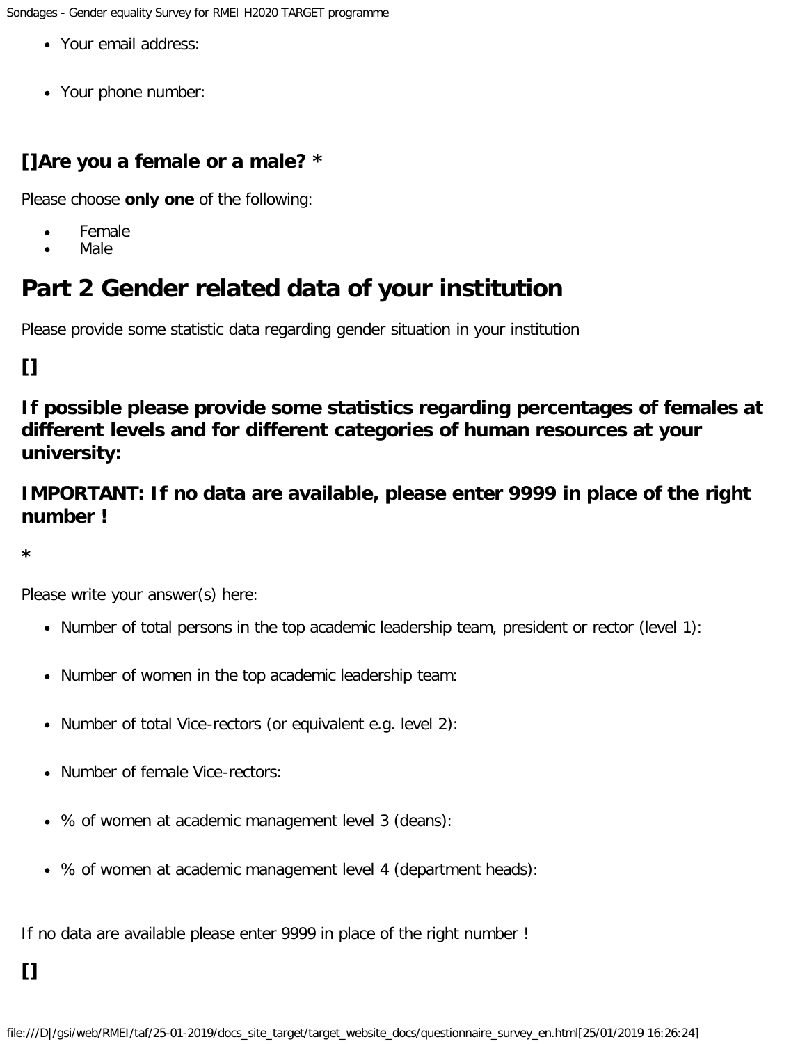- Your email address:
- Your phone number:

### []Are you a female or a male? *

Please choose **only one** of the following:

- Female
- Male

# Part 2 Gender related data of your institution

Please provide some statistic data regarding gender situation in your institution

### []

### If possible please provide some statistics regarding percentages of females at different levels and for different categories of human resources at your university:

### IMPORTANT: If no data are available, please enter 9999 in place of the right number !

**\***

Please write your answer(s) here:

- Number of total persons in the top academic leadership team, president or rector (level 1):
- Number of women in the top academic leadership team:
- Number of total Vice-rectors (or equivalent e.g. level 2):
- Number of female Vice-rectors:
- % of women at academic management level 3 (deans):
- % of women at academic management level 4 (department heads):

If no data are available please enter 9999 in place of the right number !

### []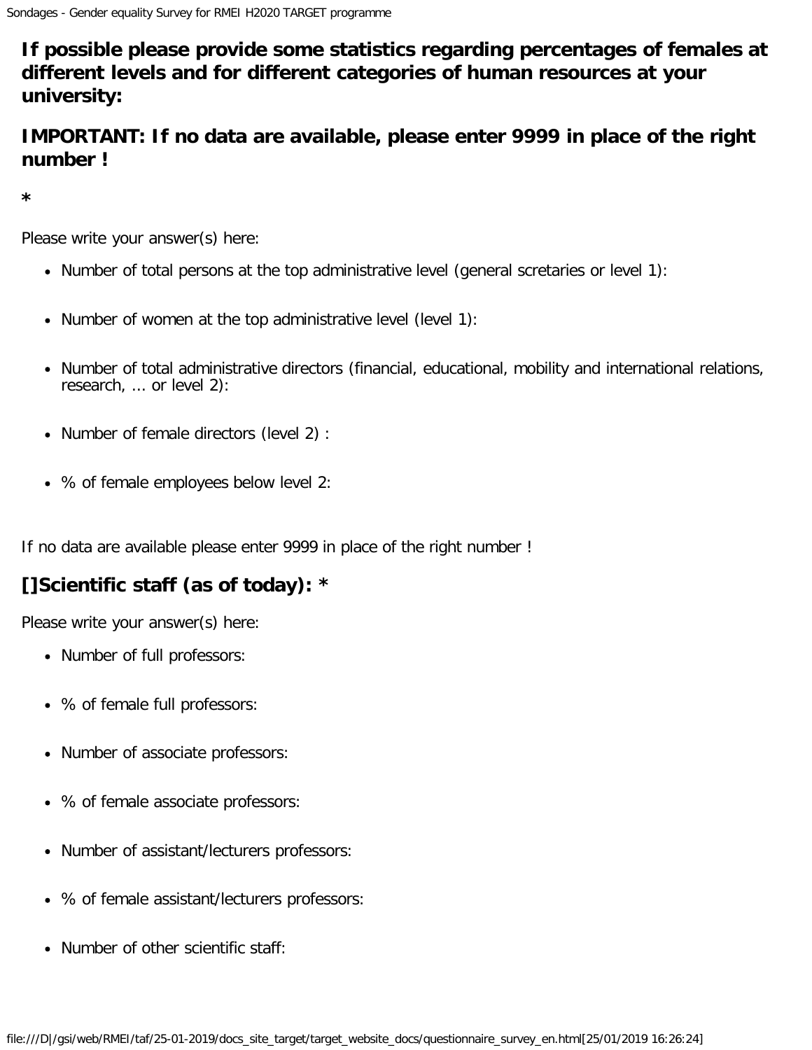**If possible please provide some statistics regarding percentages of females at different levels and for different categories of human resources at your university:**

**IMPORTANT: If no data are available, please enter 9999 in place of the right number !**

**\***

Please write your answer(s) here:

- Number of total persons at the top administrative level (general scretaries or level 1):
- Number of women at the top administrative level (level 1):
- Number of total administrative directors (financial, educational, mobility and international relations, research, ... or level 2):
- Number of female directors (level 2) :
- % of female employees below level 2:

If no data are available please enter 9999 in place of the right number !

**[]Scientific staff (as of today): \***

Please write your answer(s) here:

- Number of full professors:
- % of female full professors:
- Number of associate professors:
- % of female associate professors:
- Number of assistant/lecturers professors:
- % of female assistant/lecturers professors:
- Number of other scientific staff: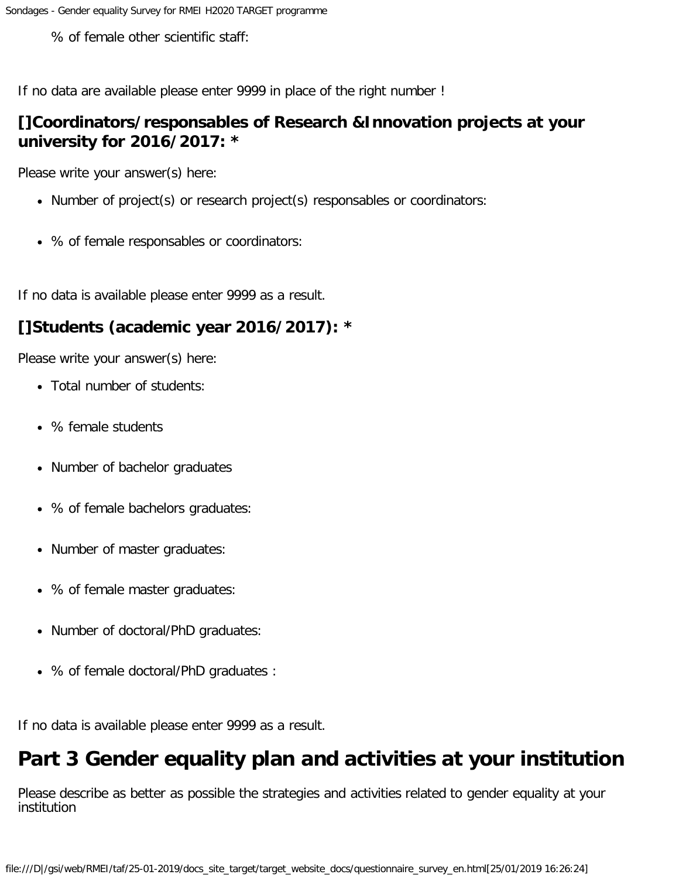% of female other scientific staff:

If no data are available please enter 9999 in place of the right number !

### []Coordinators/responsables of Research &Innovation projects at your university for 2016/2017: *

Please write your answer(s) here:

- Number of project(s) or research project(s) responsables or coordinators:
- % of female responsables or coordinators:

If no data is available please enter 9999 as a result.

### []Students (academic year 2016/2017): *

Please write your answer(s) here:

- Total number of students:
- % female students
- Number of bachelor graduates
- % of female bachelors graduates:
- Number of master graduates:
- % of female master graduates:
- Number of doctoral/PhD graduates:
- % of female doctoral/PhD graduates :

If no data is available please enter 9999 as a result.

# Part 3 Gender equality plan and activities at your institution

Please describe as better as possible the strategies and activities related to gender equality at your institution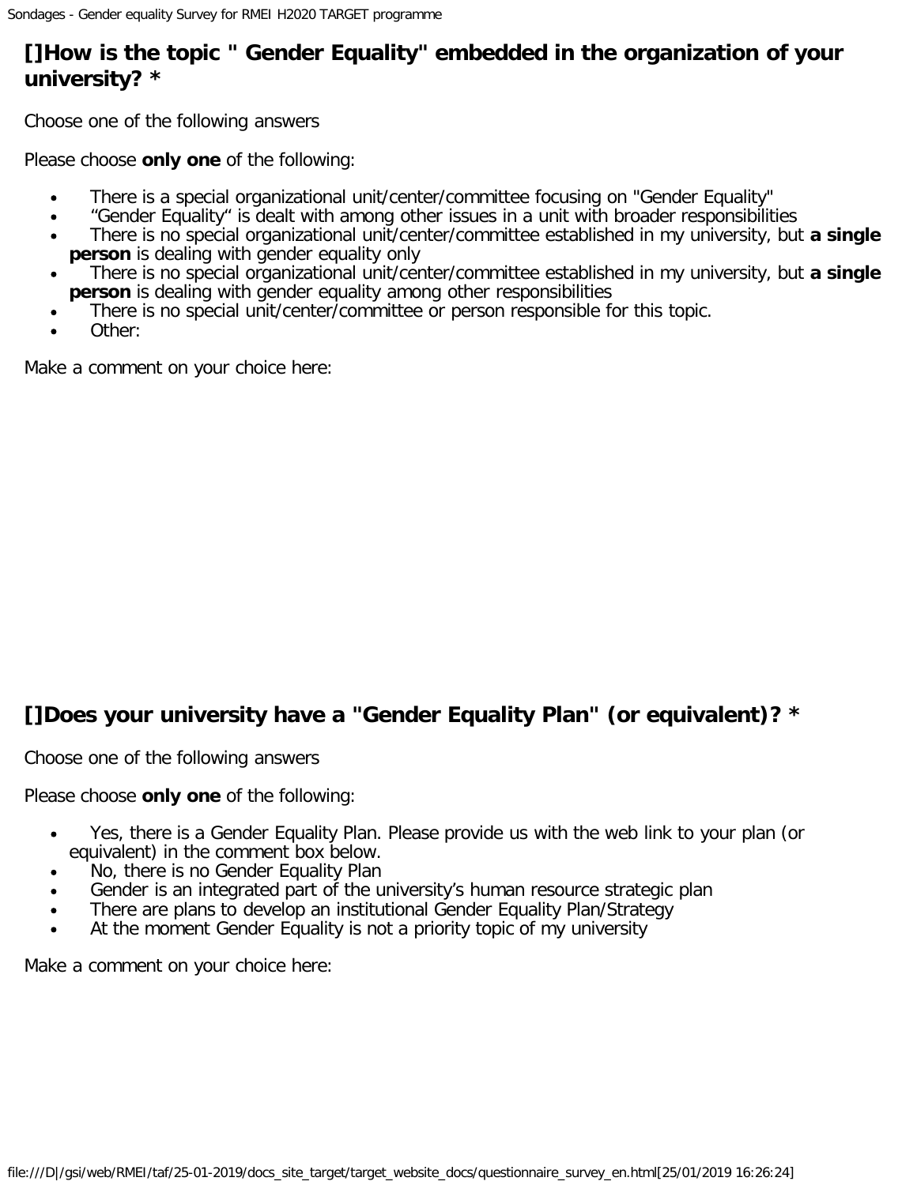## []How is the topic " Gender Equality" embedded in the organization of your university? *

Choose one of the following answers

Please choose **only one** of the following:

- There is a special organizational unit/center/committee focusing on "Gender Equality"
- “Gender Equality“ is dealt with among other issues in a unit with broader responsibilities
- There is no special organizational unit/center/committee established in my university, but **a single person** is dealing with gender equality only
- There is no special organizational unit/center/committee established in my university, but **a single person** is dealing with gender equality among other responsibilities
- There is no special unit/center/committee or person responsible for this topic.
- Other:

Make a comment on your choice here:

## []Does your university have a "Gender Equality Plan" (or equivalent)? *

Choose one of the following answers

Please choose **only one** of the following:

- Yes, there is a Gender Equality Plan. Please provide us with the web link to your plan (or equivalent) in the comment box below.
- No, there is no Gender Equality Plan
- Gender is an integrated part of the university’s human resource strategic plan
- There are plans to develop an institutional Gender Equality Plan/Strategy
- At the moment Gender Equality is not a priority topic of my university

Make a comment on your choice here: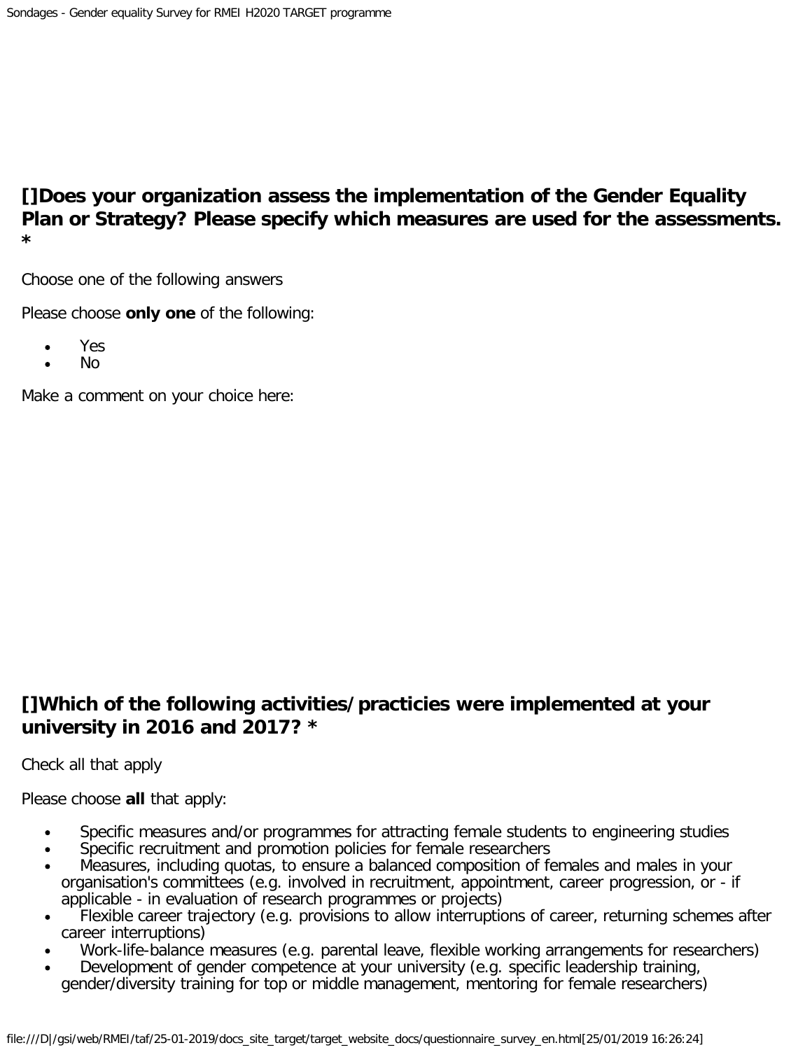## []Does your organization assess the implementation of the Gender Equality Plan or Strategy? Please specify which measures are used for the assessments. *

Choose one of the following answers

Please choose **only one** of the following:

- Yes
- No

Make a comment on your choice here:

## []Which of the following activities/practicies were implemented at your university in 2016 and 2017? *

Check all that apply

Please choose **all** that apply:

- Specific measures and/or programmes for attracting female students to engineering studies
- Specific recruitment and promotion policies for female researchers
- Measures, including quotas, to ensure a balanced composition of females and males in your organisation's committees (e.g. involved in recruitment, appointment, career progression, or - if applicable - in evaluation of research programmes or projects)
- Flexible career trajectory (e.g. provisions to allow interruptions of career, returning schemes after career interruptions)
- Work-life-balance measures (e.g. parental leave, flexible working arrangements for researchers)
- Development of gender competence at your university (e.g. specific leadership training, gender/diversity training for top or middle management, mentoring for female researchers)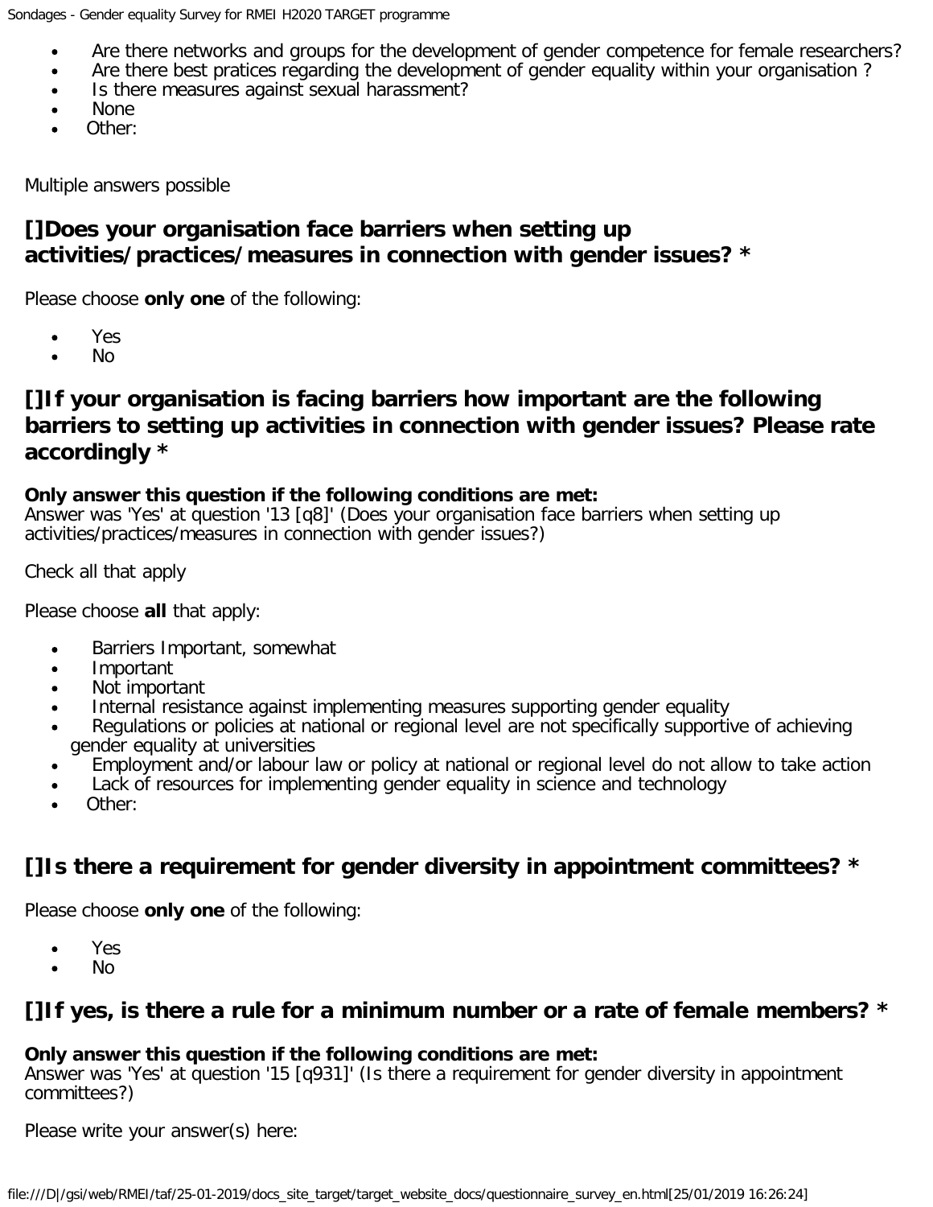- Are there networks and groups for the development of gender competence for female researchers?
- Are there best pratices regarding the development of gender equality within your organisation ?
- Is there measures against sexual harassment?
- None
- Other:

Multiple answers possible

## []Does your organisation face barriers when setting up activities/practices/measures in connection with gender issues? *

Please choose **only one** of the following:

- Yes
- No

## []If your organisation is facing barriers how important are the following barriers to setting up activities in connection with gender issues? Please rate accordingly *

**Only answer this question if the following conditions are met:**
Answer was 'Yes' at question '13 [q8]' (Does your organisation face barriers when setting up activities/practices/measures in connection with gender issues?)

Check all that apply

Please choose **all** that apply:

- Barriers Important, somewhat
- Important
- Not important
- Internal resistance against implementing measures supporting gender equality
- Regulations or policies at national or regional level are not specifically supportive of achieving gender equality at universities
- Employment and/or labour law or policy at national or regional level do not allow to take action
- Lack of resources for implementing gender equality in science and technology
- Other:

## []Is there a requirement for gender diversity in appointment committees? *

Please choose **only one** of the following:

- Yes
- No

## []If yes, is there a rule for a minimum number or a rate of female members? *

**Only answer this question if the following conditions are met:**
Answer was 'Yes' at question '15 [q931]' (Is there a requirement for gender diversity in appointment committees?)

Please write your answer(s) here: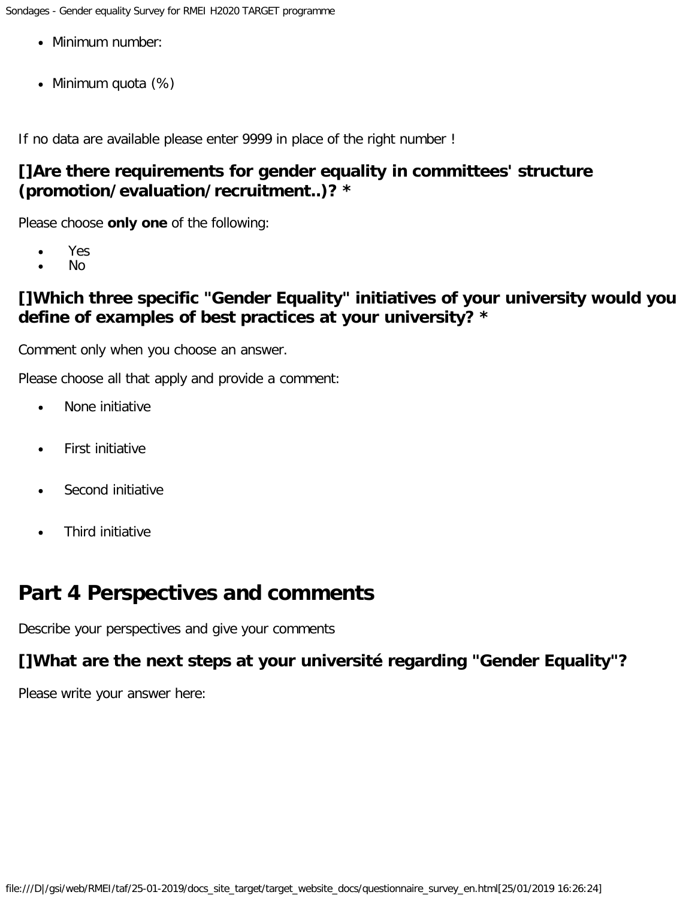- Minimum number:
- Minimum quota (%)

If no data are available please enter 9999 in place of the right number !

### []Are there requirements for gender equality in committees' structure (promotion/evaluation/recruitment..)? *

Please choose **only one** of the following:

- Yes
- No

### []Which three specific "Gender Equality" initiatives of your university would you define of examples of best practices at your university? *

Comment only when you choose an answer.

Please choose all that apply and provide a comment:

- None initiative
- First initiative
- Second initiative
- Third initiative

## Part 4 Perspectives and comments

Describe your perspectives and give your comments

### []What are the next steps at your université regarding "Gender Equality"?

Please write your answer here: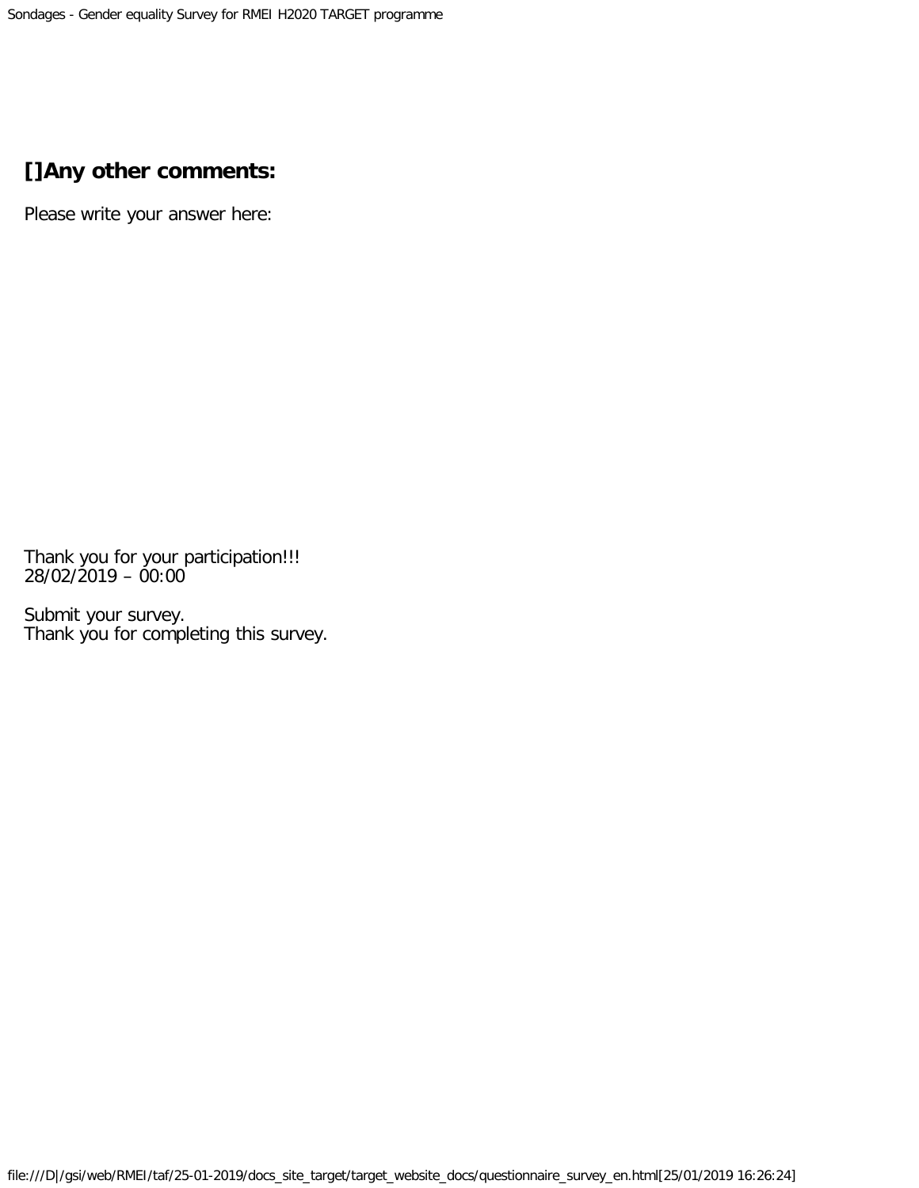## []Any other comments:

Please write your answer here:

Thank you for your participation!!!
28/02/2019 – 00:00

Submit your survey.
Thank you for completing this survey.